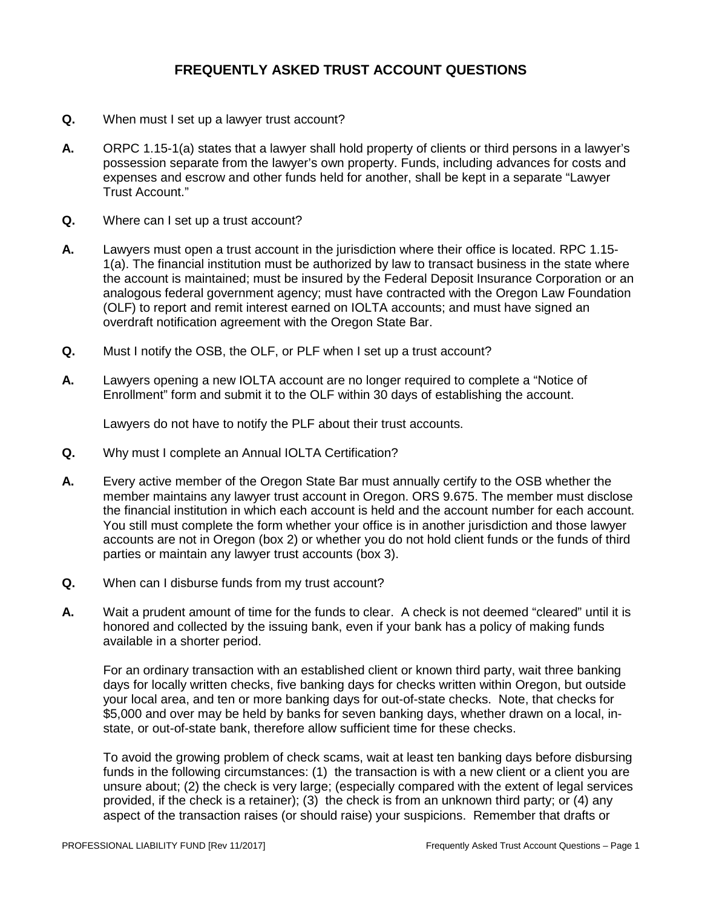# FREQUENTLY ASKED TRUST ACCOUNT QUESTIONS

**Q.** When must I set up a lawyer trust account?

**A.** ORPC 1.15-1(a) states that a lawyer shall hold property of clients or third persons in a lawyer's possession separate from the lawyer's own property. Funds, including advances for costs and expenses and escrow and other funds held for another, shall be kept in a separate "Lawyer Trust Account."

**Q.** Where can I set up a trust account?

**A.** Lawyers must open a trust account in the jurisdiction where their office is located. RPC 1.15-1(a). The financial institution must be authorized by law to transact business in the state where the account is maintained; must be insured by the Federal Deposit Insurance Corporation or an analogous federal government agency; must have contracted with the Oregon Law Foundation (OLF) to report and remit interest earned on IOLTA accounts; and must have signed an overdraft notification agreement with the Oregon State Bar.

**Q.** Must I notify the OSB, the OLF, or PLF when I set up a trust account?

**A.** Lawyers opening a new IOLTA account are no longer required to complete a "Notice of Enrollment" form and submit it to the OLF within 30 days of establishing the account.

Lawyers do not have to notify the PLF about their trust accounts.

**Q.** Why must I complete an Annual IOLTA Certification?

**A.** Every active member of the Oregon State Bar must annually certify to the OSB whether the member maintains any lawyer trust account in Oregon. ORS 9.675. The member must disclose the financial institution in which each account is held and the account number for each account. You still must complete the form whether your office is in another jurisdiction and those lawyer accounts are not in Oregon (box 2) or whether you do not hold client funds or the funds of third parties or maintain any lawyer trust accounts (box 3).

**Q.** When can I disburse funds from my trust account?

**A.** Wait a prudent amount of time for the funds to clear. A check is not deemed "cleared" until it is honored and collected by the issuing bank, even if your bank has a policy of making funds available in a shorter period.

For an ordinary transaction with an established client or known third party, wait three banking days for locally written checks, five banking days for checks written within Oregon, but outside your local area, and ten or more banking days for out-of-state checks. Note, that checks for $5,000 and over may be held by banks for seven banking days, whether drawn on a local, in-state, or out-of-state bank, therefore allow sufficient time for these checks.

To avoid the growing problem of check scams, wait at least ten banking days before disbursing funds in the following circumstances: (1) the transaction is with a new client or a client you are unsure about; (2) the check is very large; (especially compared with the extent of legal services provided, if the check is a retainer); (3) the check is from an unknown third party; or (4) any aspect of the transaction raises (or should raise) your suspicions. Remember that drafts or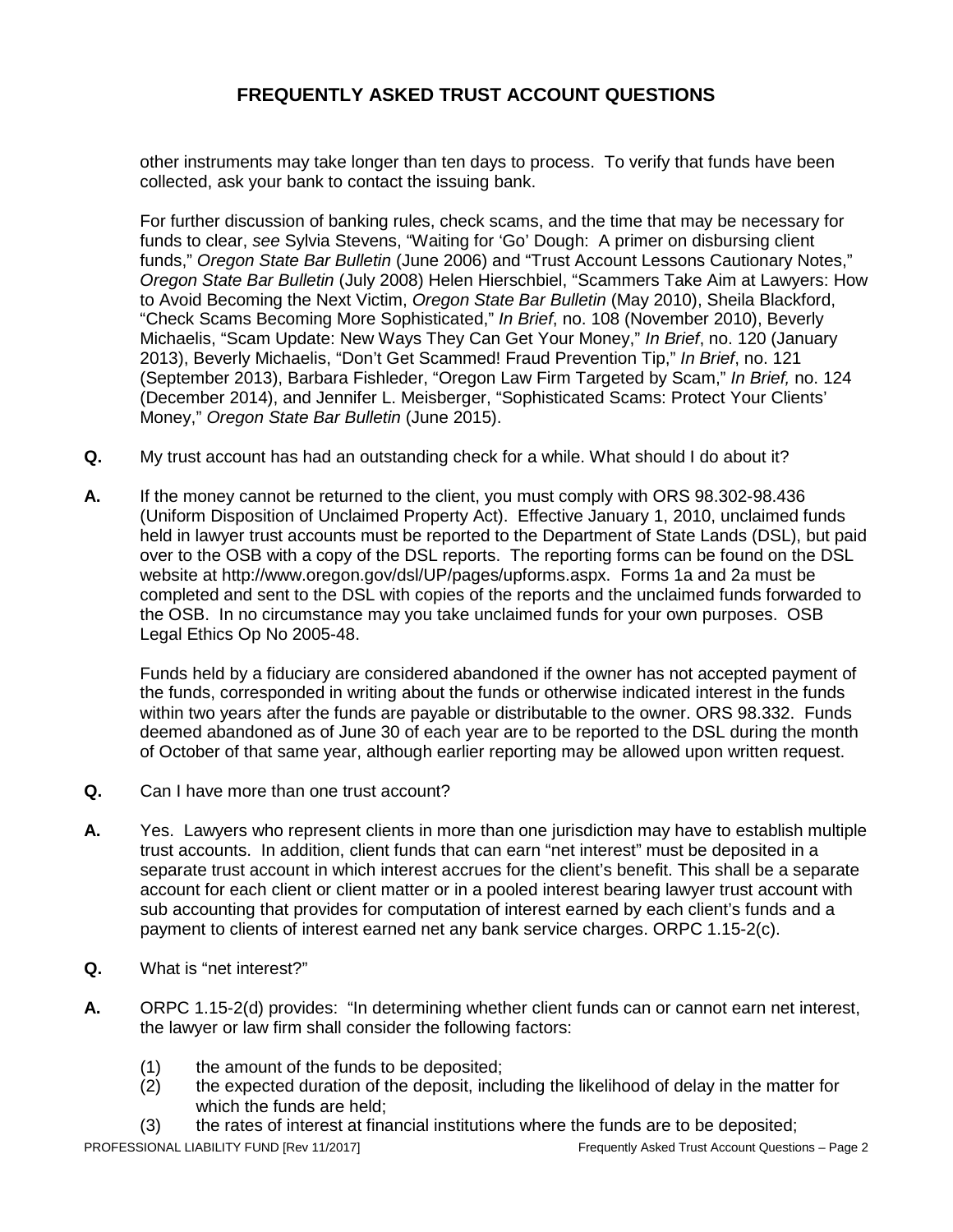other instruments may take longer than ten days to process. To verify that funds have been collected, ask your bank to contact the issuing bank.

For further discussion of banking rules, check scams, and the time that may be necessary for funds to clear, *see* Sylvia Stevens, "Waiting for 'Go' Dough: A primer on disbursing client funds," *Oregon State Bar Bulletin* (June 2006) and "Trust Account Lessons Cautionary Notes," *Oregon State Bar Bulletin* (July 2008) Helen Hierschbiel, "Scammers Take Aim at Lawyers: How to Avoid Becoming the Next Victim, *Oregon State Bar Bulletin* (May 2010), Sheila Blackford, "Check Scams Becoming More Sophisticated," *In Brief*, no. 108 (November 2010), Beverly Michaelis, "Scam Update: New Ways They Can Get Your Money," *In Brief*, no. 120 (January 2013), Beverly Michaelis, "Don't Get Scammed! Fraud Prevention Tip," *In Brief*, no. 121 (September 2013), Barbara Fishleder, "Oregon Law Firm Targeted by Scam," *In Brief,* no. 124 (December 2014), and Jennifer L. Meisberger, "Sophisticated Scams: Protect Your Clients' Money," *Oregon State Bar Bulletin* (June 2015).

**Q.** My trust account has had an outstanding check for a while. What should I do about it?

**A.** If the money cannot be returned to the client, you must comply with ORS 98.302-98.436 (Uniform Disposition of Unclaimed Property Act). Effective January 1, 2010, unclaimed funds held in lawyer trust accounts must be reported to the Department of State Lands (DSL), but paid over to the OSB with a copy of the DSL reports. The reporting forms can be found on the DSL website at http://www.oregon.gov/dsl/UP/pages/upforms.aspx. Forms 1a and 2a must be completed and sent to the DSL with copies of the reports and the unclaimed funds forwarded to the OSB. In no circumstance may you take unclaimed funds for your own purposes. OSB Legal Ethics Op No 2005-48.

Funds held by a fiduciary are considered abandoned if the owner has not accepted payment of the funds, corresponded in writing about the funds or otherwise indicated interest in the funds within two years after the funds are payable or distributable to the owner. ORS 98.332. Funds deemed abandoned as of June 30 of each year are to be reported to the DSL during the month of October of that same year, although earlier reporting may be allowed upon written request.

**Q.** Can I have more than one trust account?

**A.** Yes. Lawyers who represent clients in more than one jurisdiction may have to establish multiple trust accounts. In addition, client funds that can earn "net interest" must be deposited in a separate trust account in which interest accrues for the client's benefit. This shall be a separate account for each client or client matter or in a pooled interest bearing lawyer trust account with sub accounting that provides for computation of interest earned by each client's funds and a payment to clients of interest earned net any bank service charges. ORPC 1.15-2(c).

**Q.** What is "net interest?"

**A.** ORPC 1.15-2(d) provides: "In determining whether client funds can or cannot earn net interest, the lawyer or law firm shall consider the following factors:

(1) the amount of the funds to be deposited;
(2) the expected duration of the deposit, including the likelihood of delay in the matter for which the funds are held;
(3) the rates of interest at financial institutions where the funds are to be deposited;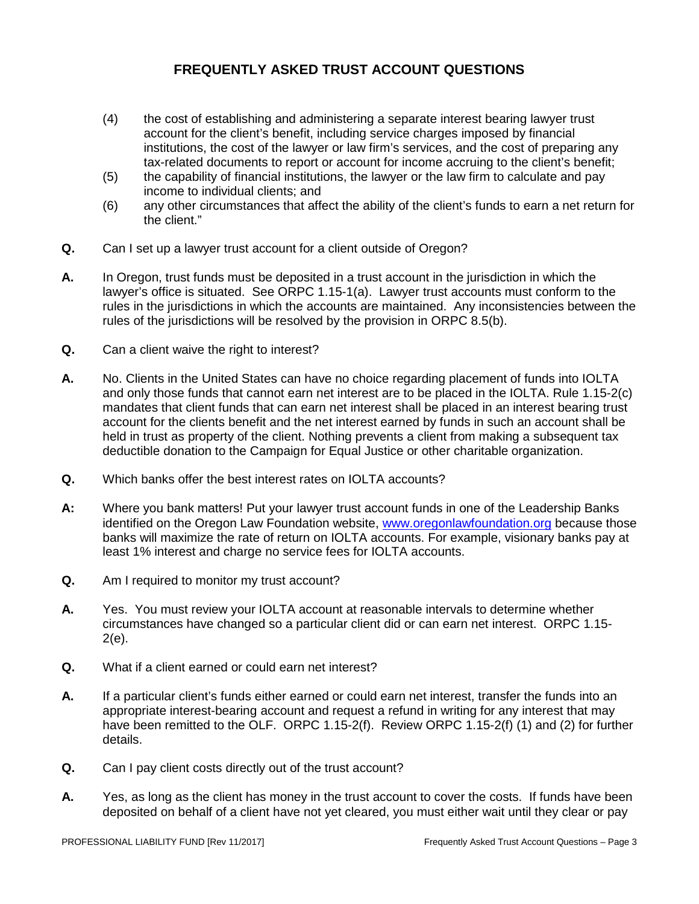# FREQUENTLY ASKED TRUST ACCOUNT QUESTIONS

(4) the cost of establishing and administering a separate interest bearing lawyer trust account for the client's benefit, including service charges imposed by financial institutions, the cost of the lawyer or law firm's services, and the cost of preparing any tax-related documents to report or account for income accruing to the client's benefit;

(5) the capability of financial institutions, the lawyer or the law firm to calculate and pay income to individual clients; and

(6) any other circumstances that affect the ability of the client's funds to earn a net return for the client."

**Q.** Can I set up a lawyer trust account for a client outside of Oregon?

**A.** In Oregon, trust funds must be deposited in a trust account in the jurisdiction in which the lawyer's office is situated. See ORPC 1.15-1(a). Lawyer trust accounts must conform to the rules in the jurisdictions in which the accounts are maintained. Any inconsistencies between the rules of the jurisdictions will be resolved by the provision in ORPC 8.5(b).

**Q.** Can a client waive the right to interest?

**A.** No. Clients in the United States can have no choice regarding placement of funds into IOLTA and only those funds that cannot earn net interest are to be placed in the IOLTA. Rule 1.15-2(c) mandates that client funds that can earn net interest shall be placed in an interest bearing trust account for the clients benefit and the net interest earned by funds in such an account shall be held in trust as property of the client. Nothing prevents a client from making a subsequent tax deductible donation to the Campaign for Equal Justice or other charitable organization.

**Q.** Which banks offer the best interest rates on IOLTA accounts?

**A:** Where you bank matters! Put your lawyer trust account funds in one of the Leadership Banks identified on the Oregon Law Foundation website, www.oregonlawfoundation.org because those banks will maximize the rate of return on IOLTA accounts. For example, visionary banks pay at least 1% interest and charge no service fees for IOLTA accounts.

**Q.** Am I required to monitor my trust account?

**A.** Yes. You must review your IOLTA account at reasonable intervals to determine whether circumstances have changed so a particular client did or can earn net interest. ORPC 1.15-2(e).

**Q.** What if a client earned or could earn net interest?

**A.** If a particular client's funds either earned or could earn net interest, transfer the funds into an appropriate interest-bearing account and request a refund in writing for any interest that may have been remitted to the OLF. ORPC 1.15-2(f). Review ORPC 1.15-2(f) (1) and (2) for further details.

**Q.** Can I pay client costs directly out of the trust account?

**A.** Yes, as long as the client has money in the trust account to cover the costs. If funds have been deposited on behalf of a client have not yet cleared, you must either wait until they clear or pay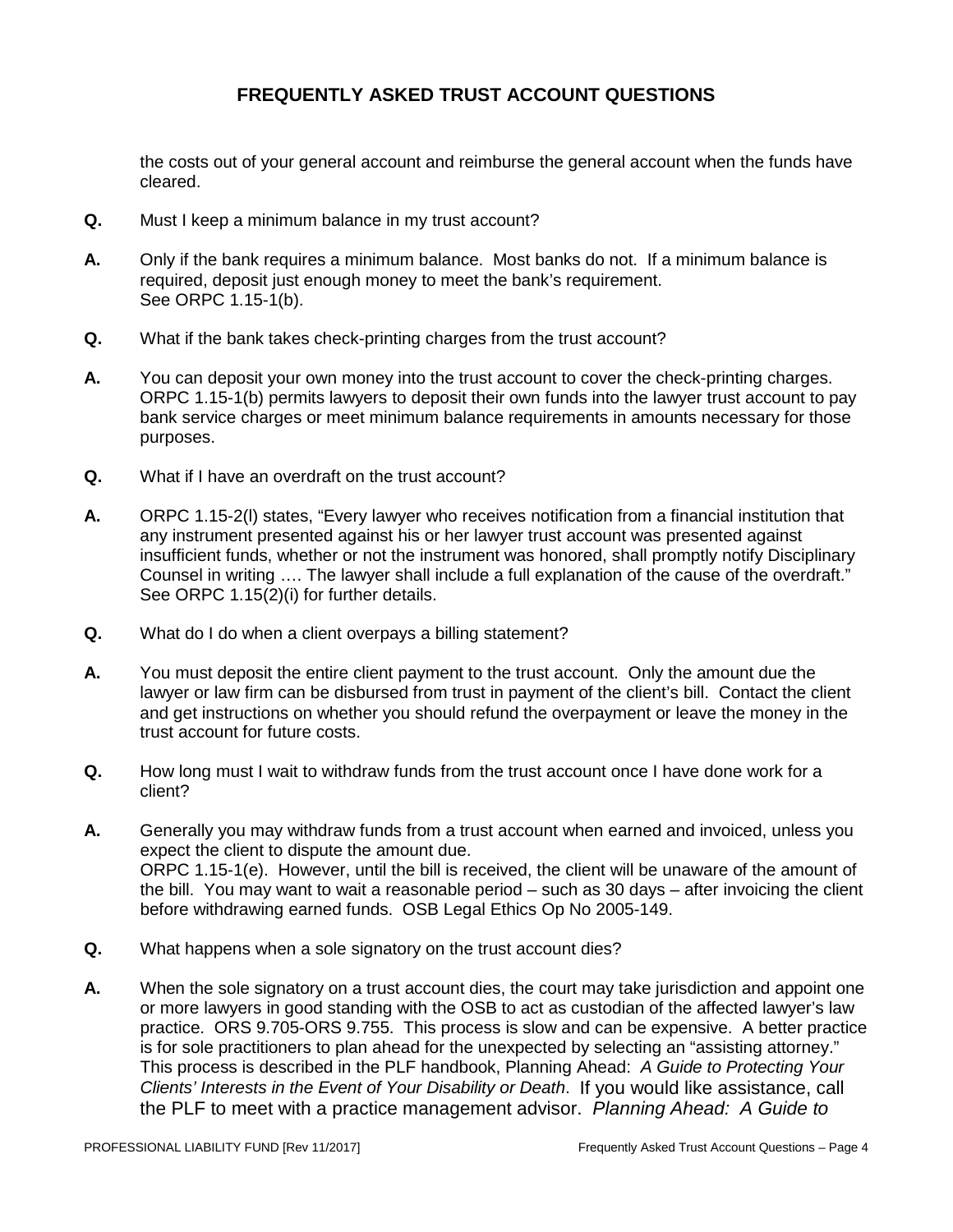the costs out of your general account and reimburse the general account when the funds have cleared.

**Q.** Must I keep a minimum balance in my trust account?

**A.** Only if the bank requires a minimum balance. Most banks do not. If a minimum balance is required, deposit just enough money to meet the bank's requirement. See ORPC 1.15-1(b).

**Q.** What if the bank takes check-printing charges from the trust account?

**A.** You can deposit your own money into the trust account to cover the check-printing charges. ORPC 1.15-1(b) permits lawyers to deposit their own funds into the lawyer trust account to pay bank service charges or meet minimum balance requirements in amounts necessary for those purposes.

**Q.** What if I have an overdraft on the trust account?

**A.** ORPC 1.15-2(l) states, "Every lawyer who receives notification from a financial institution that any instrument presented against his or her lawyer trust account was presented against insufficient funds, whether or not the instrument was honored, shall promptly notify Disciplinary Counsel in writing …. The lawyer shall include a full explanation of the cause of the overdraft." See ORPC 1.15(2)(i) for further details.

**Q.** What do I do when a client overpays a billing statement?

**A.** You must deposit the entire client payment to the trust account. Only the amount due the lawyer or law firm can be disbursed from trust in payment of the client's bill. Contact the client and get instructions on whether you should refund the overpayment or leave the money in the trust account for future costs.

**Q.** How long must I wait to withdraw funds from the trust account once I have done work for a client?

**A.** Generally you may withdraw funds from a trust account when earned and invoiced, unless you expect the client to dispute the amount due. ORPC 1.15-1(e). However, until the bill is received, the client will be unaware of the amount of the bill. You may want to wait a reasonable period – such as 30 days – after invoicing the client before withdrawing earned funds. OSB Legal Ethics Op No 2005-149.

**Q.** What happens when a sole signatory on the trust account dies?

**A.** When the sole signatory on a trust account dies, the court may take jurisdiction and appoint one or more lawyers in good standing with the OSB to act as custodian of the affected lawyer's law practice. ORS 9.705-ORS 9.755. This process is slow and can be expensive. A better practice is for sole practitioners to plan ahead for the unexpected by selecting an "assisting attorney." This process is described in the PLF handbook, Planning Ahead: *A Guide to Protecting Your Clients' Interests in the Event of Your Disability or Death*. If you would like assistance, call the PLF to meet with a practice management advisor. *Planning Ahead: A Guide to*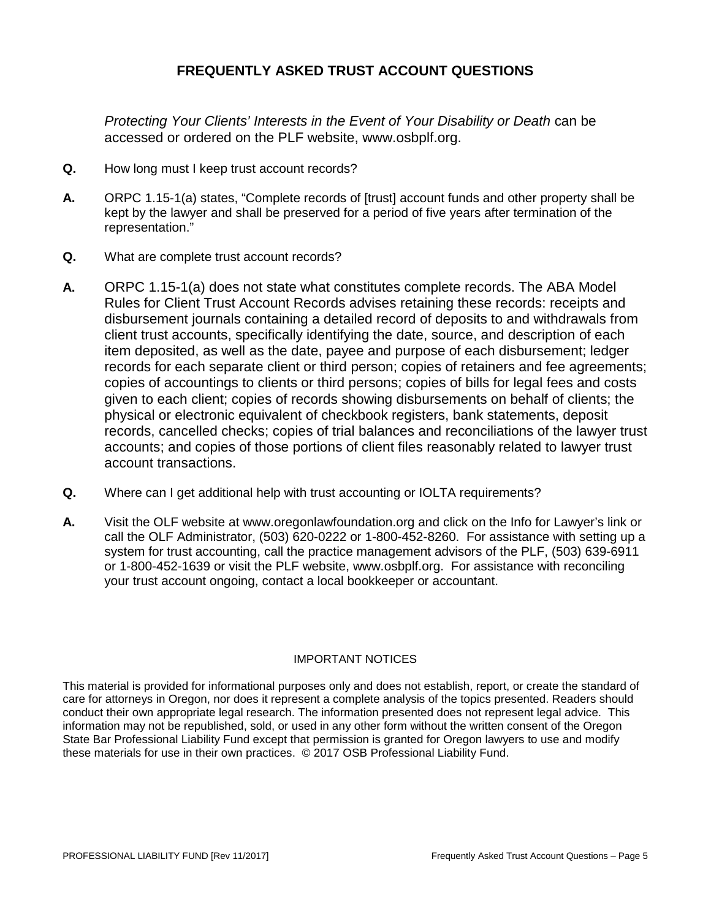## FREQUENTLY ASKED TRUST ACCOUNT QUESTIONS

*Protecting Your Clients' Interests in the Event of Your Disability or Death* can be accessed or ordered on the PLF website, www.osbplf.org.

**Q.** How long must I keep trust account records?

**A.** ORPC 1.15-1(a) states, "Complete records of [trust] account funds and other property shall be kept by the lawyer and shall be preserved for a period of five years after termination of the representation."

**Q.** What are complete trust account records?

**A.** ORPC 1.15-1(a) does not state what constitutes complete records. The ABA Model Rules for Client Trust Account Records advises retaining these records: receipts and disbursement journals containing a detailed record of deposits to and withdrawals from client trust accounts, specifically identifying the date, source, and description of each item deposited, as well as the date, payee and purpose of each disbursement; ledger records for each separate client or third person; copies of retainers and fee agreements; copies of accountings to clients or third persons; copies of bills for legal fees and costs given to each client; copies of records showing disbursements on behalf of clients; the physical or electronic equivalent of checkbook registers, bank statements, deposit records, cancelled checks; copies of trial balances and reconciliations of the lawyer trust accounts; and copies of those portions of client files reasonably related to lawyer trust account transactions.

**Q.** Where can I get additional help with trust accounting or IOLTA requirements?

**A.** Visit the OLF website at www.oregonlawfoundation.org and click on the Info for Lawyer's link or call the OLF Administrator, (503) 620-0222 or 1-800-452-8260. For assistance with setting up a system for trust accounting, call the practice management advisors of the PLF, (503) 639-6911 or 1-800-452-1639 or visit the PLF website, www.osbplf.org. For assistance with reconciling your trust account ongoing, contact a local bookkeeper or accountant.

IMPORTANT NOTICES

This material is provided for informational purposes only and does not establish, report, or create the standard of care for attorneys in Oregon, nor does it represent a complete analysis of the topics presented. Readers should conduct their own appropriate legal research. The information presented does not represent legal advice. This information may not be republished, sold, or used in any other form without the written consent of the Oregon State Bar Professional Liability Fund except that permission is granted for Oregon lawyers to use and modify these materials for use in their own practices. © 2017 OSB Professional Liability Fund.